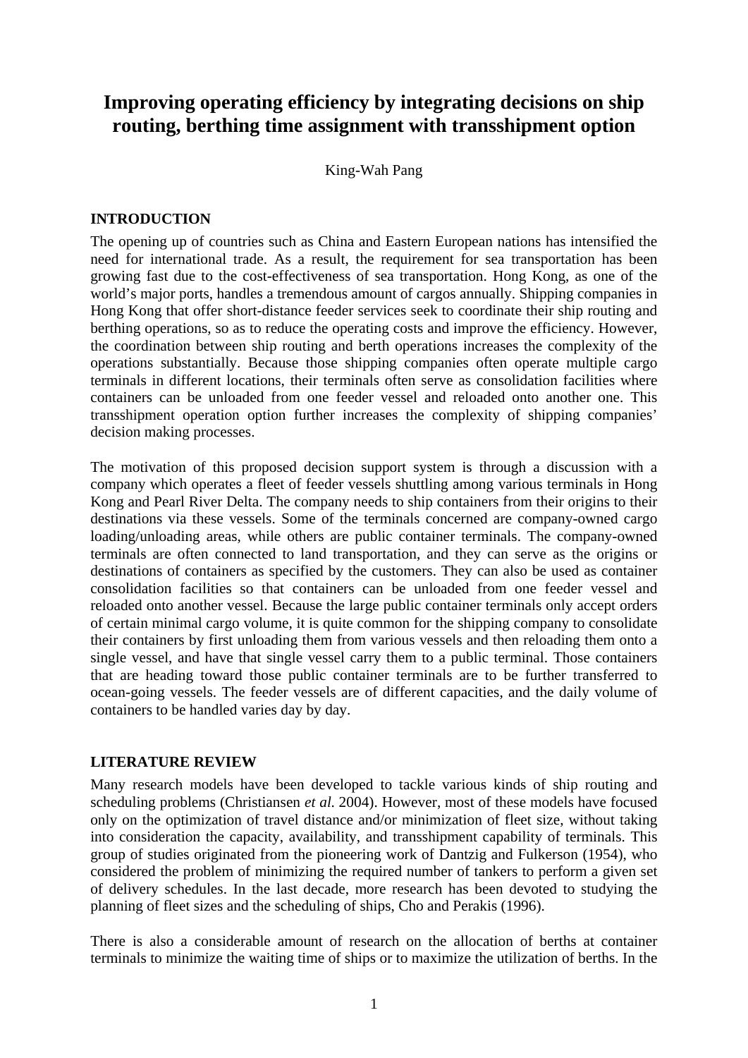# Improving operating efficiency by integrating decisions on ship routing, berthing time assignment with transshipment option

King-Wah Pang

## INTRODUCTION

The opening up of countries such as China and Eastern European nations has intensified the need for international trade. As a result, the requirement for sea transportation has been growing fast due to the cost-effectiveness of sea transportation. Hong Kong, as one of the world's major ports, handles a tremendous amount of cargos annually. Shipping companies in Hong Kong that offer short-distance feeder services seek to coordinate their ship routing and berthing operations, so as to reduce the operating costs and improve the efficiency. However, the coordination between ship routing and berth operations increases the complexity of the operations substantially. Because those shipping companies often operate multiple cargo terminals in different locations, their terminals often serve as consolidation facilities where containers can be unloaded from one feeder vessel and reloaded onto another one. This transshipment operation option further increases the complexity of shipping companies' decision making processes.

The motivation of this proposed decision support system is through a discussion with a company which operates a fleet of feeder vessels shuttling among various terminals in Hong Kong and Pearl River Delta. The company needs to ship containers from their origins to their destinations via these vessels. Some of the terminals concerned are company-owned cargo loading/unloading areas, while others are public container terminals. The company-owned terminals are often connected to land transportation, and they can serve as the origins or destinations of containers as specified by the customers. They can also be used as container consolidation facilities so that containers can be unloaded from one feeder vessel and reloaded onto another vessel. Because the large public container terminals only accept orders of certain minimal cargo volume, it is quite common for the shipping company to consolidate their containers by first unloading them from various vessels and then reloading them onto a single vessel, and have that single vessel carry them to a public terminal. Those containers that are heading toward those public container terminals are to be further transferred to ocean-going vessels. The feeder vessels are of different capacities, and the daily volume of containers to be handled varies day by day.

## LITERATURE REVIEW

Many research models have been developed to tackle various kinds of ship routing and scheduling problems (Christiansen *et al.* 2004). However, most of these models have focused only on the optimization of travel distance and/or minimization of fleet size, without taking into consideration the capacity, availability, and transshipment capability of terminals. This group of studies originated from the pioneering work of Dantzig and Fulkerson (1954), who considered the problem of minimizing the required number of tankers to perform a given set of delivery schedules. In the last decade, more research has been devoted to studying the planning of fleet sizes and the scheduling of ships, Cho and Perakis (1996).

There is also a considerable amount of research on the allocation of berths at container terminals to minimize the waiting time of ships or to maximize the utilization of berths. In the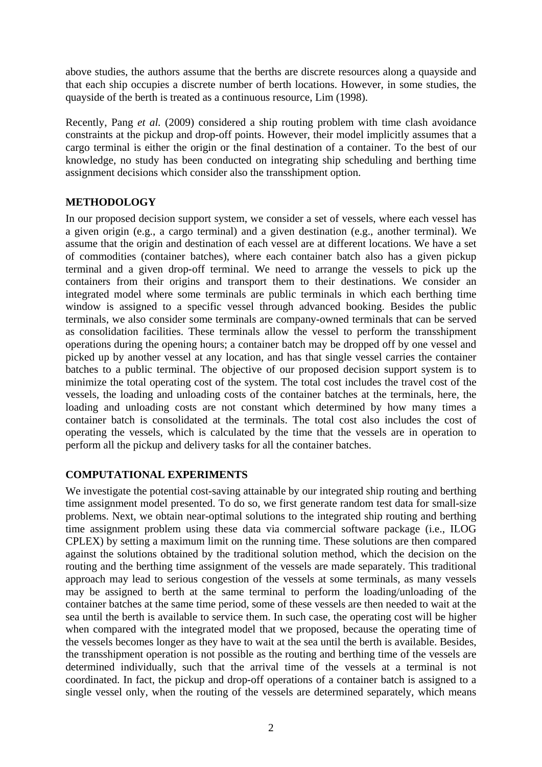above studies, the authors assume that the berths are discrete resources along a quayside and that each ship occupies a discrete number of berth locations. However, in some studies, the quayside of the berth is treated as a continuous resource, Lim (1998).

Recently, Pang *et al.* (2009) considered a ship routing problem with time clash avoidance constraints at the pickup and drop-off points. However, their model implicitly assumes that a cargo terminal is either the origin or the final destination of a container. To the best of our knowledge, no study has been conducted on integrating ship scheduling and berthing time assignment decisions which consider also the transshipment option.

## METHODOLOGY

In our proposed decision support system, we consider a set of vessels, where each vessel has a given origin (e.g., a cargo terminal) and a given destination (e.g., another terminal). We assume that the origin and destination of each vessel are at different locations. We have a set of commodities (container batches), where each container batch also has a given pickup terminal and a given drop-off terminal. We need to arrange the vessels to pick up the containers from their origins and transport them to their destinations. We consider an integrated model where some terminals are public terminals in which each berthing time window is assigned to a specific vessel through advanced booking. Besides the public terminals, we also consider some terminals are company-owned terminals that can be served as consolidation facilities. These terminals allow the vessel to perform the transshipment operations during the opening hours; a container batch may be dropped off by one vessel and picked up by another vessel at any location, and has that single vessel carries the container batches to a public terminal. The objective of our proposed decision support system is to minimize the total operating cost of the system. The total cost includes the travel cost of the vessels, the loading and unloading costs of the container batches at the terminals, here, the loading and unloading costs are not constant which determined by how many times a container batch is consolidated at the terminals. The total cost also includes the cost of operating the vessels, which is calculated by the time that the vessels are in operation to perform all the pickup and delivery tasks for all the container batches.

## COMPUTATIONAL EXPERIMENTS

We investigate the potential cost-saving attainable by our integrated ship routing and berthing time assignment model presented. To do so, we first generate random test data for small-size problems. Next, we obtain near-optimal solutions to the integrated ship routing and berthing time assignment problem using these data via commercial software package (i.e., ILOG CPLEX) by setting a maximum limit on the running time. These solutions are then compared against the solutions obtained by the traditional solution method, which the decision on the routing and the berthing time assignment of the vessels are made separately. This traditional approach may lead to serious congestion of the vessels at some terminals, as many vessels may be assigned to berth at the same terminal to perform the loading/unloading of the container batches at the same time period, some of these vessels are then needed to wait at the sea until the berth is available to service them. In such case, the operating cost will be higher when compared with the integrated model that we proposed, because the operating time of the vessels becomes longer as they have to wait at the sea until the berth is available. Besides, the transshipment operation is not possible as the routing and berthing time of the vessels are determined individually, such that the arrival time of the vessels at a terminal is not coordinated. In fact, the pickup and drop-off operations of a container batch is assigned to a single vessel only, when the routing of the vessels are determined separately, which means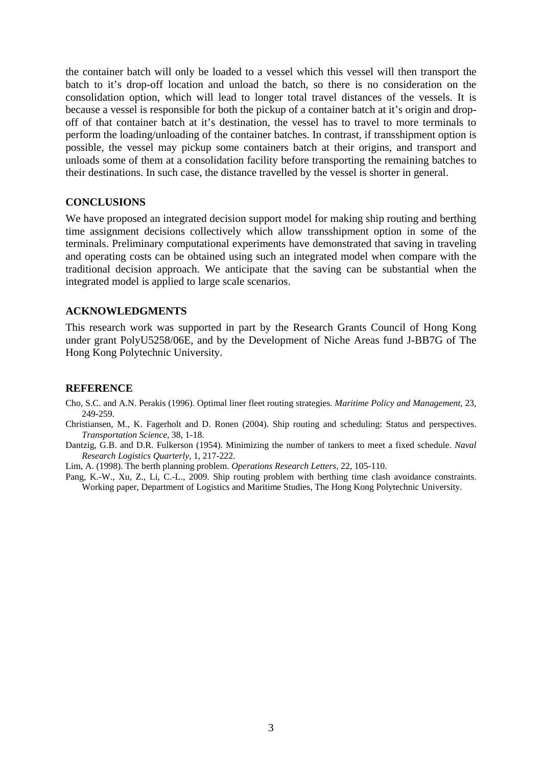the container batch will only be loaded to a vessel which this vessel will then transport the batch to it's drop-off location and unload the batch, so there is no consideration on the consolidation option, which will lead to longer total travel distances of the vessels. It is because a vessel is responsible for both the pickup of a container batch at it's origin and drop-off of that container batch at it's destination, the vessel has to travel to more terminals to perform the loading/unloading of the container batches. In contrast, if transshipment option is possible, the vessel may pickup some containers batch at their origins, and transport and unloads some of them at a consolidation facility before transporting the remaining batches to their destinations. In such case, the distance travelled by the vessel is shorter in general.

## CONCLUSIONS

We have proposed an integrated decision support model for making ship routing and berthing time assignment decisions collectively which allow transshipment option in some of the terminals. Preliminary computational experiments have demonstrated that saving in traveling and operating costs can be obtained using such an integrated model when compare with the traditional decision approach. We anticipate that the saving can be substantial when the integrated model is applied to large scale scenarios.

## ACKNOWLEDGMENTS

This research work was supported in part by the Research Grants Council of Hong Kong under grant PolyU5258/06E, and by the Development of Niche Areas fund J-BB7G of The Hong Kong Polytechnic University.

## REFERENCE

Cho, S.C. and A.N. Perakis (1996). Optimal liner fleet routing strategies. *Maritime Policy and Management,* 23, 249-259.

Christiansen, M., K. Fagerholt and D. Ronen (2004). Ship routing and scheduling: Status and perspectives. *Transportation Science,* 38, 1-18.

Dantzig, G.B. and D.R. Fulkerson (1954). Minimizing the number of tankers to meet a fixed schedule. *Naval Research Logistics Quarterly,* 1, 217-222.

Lim, A. (1998). The berth planning problem. *Operations Research Letters,* 22, 105-110.

Pang, K.-W., Xu, Z., Li, C.-L., 2009. Ship routing problem with berthing time clash avoidance constraints. Working paper, Department of Logistics and Maritime Studies, The Hong Kong Polytechnic University.